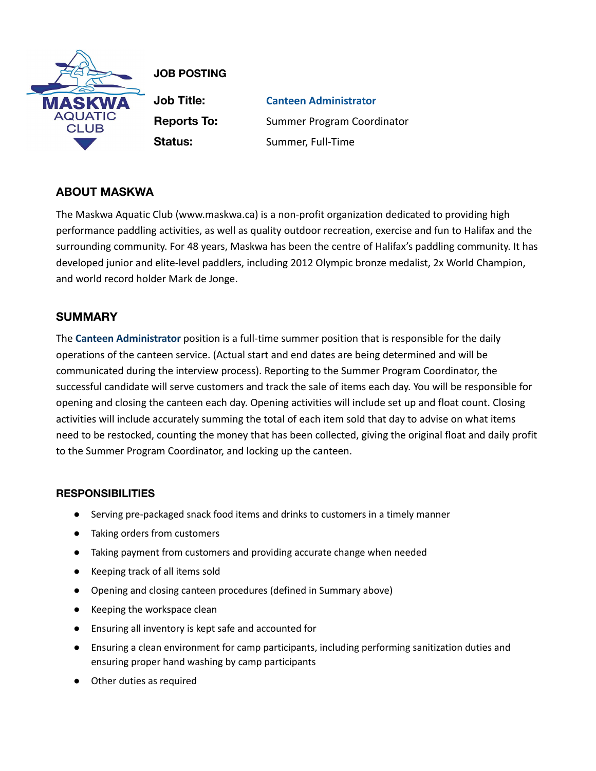**JOB POSTING**

**Job Title:** **Canteen Administrator**

**Reports To:** Summer Program Coordinator

**Status:** Summer, Full-Time

## ABOUT MASKWA

The Maskwa Aquatic Club (www.maskwa.ca) is a non-profit organization dedicated to providing high performance paddling activities, as well as quality outdoor recreation, exercise and fun to Halifax and the surrounding community. For 48 years, Maskwa has been the centre of Halifax's paddling community. It has developed junior and elite-level paddlers, including 2012 Olympic bronze medalist, 2x World Champion, and world record holder Mark de Jonge.

## SUMMARY

The **Canteen Administrator** position is a full-time summer position that is responsible for the daily operations of the canteen service. (Actual start and end dates are being determined and will be communicated during the interview process). Reporting to the Summer Program Coordinator, the successful candidate will serve customers and track the sale of items each day. You will be responsible for opening and closing the canteen each day. Opening activities will include set up and float count. Closing activities will include accurately summing the total of each item sold that day to advise on what items need to be restocked, counting the money that has been collected, giving the original float and daily profit to the Summer Program Coordinator, and locking up the canteen.

## RESPONSIBILITIES

- Serving pre-packaged snack food items and drinks to customers in a timely manner
- Taking orders from customers
- Taking payment from customers and providing accurate change when needed
- Keeping track of all items sold
- Opening and closing canteen procedures (defined in Summary above)
- Keeping the workspace clean
- Ensuring all inventory is kept safe and accounted for
- Ensuring a clean environment for camp participants, including performing sanitization duties and ensuring proper hand washing by camp participants
- Other duties as required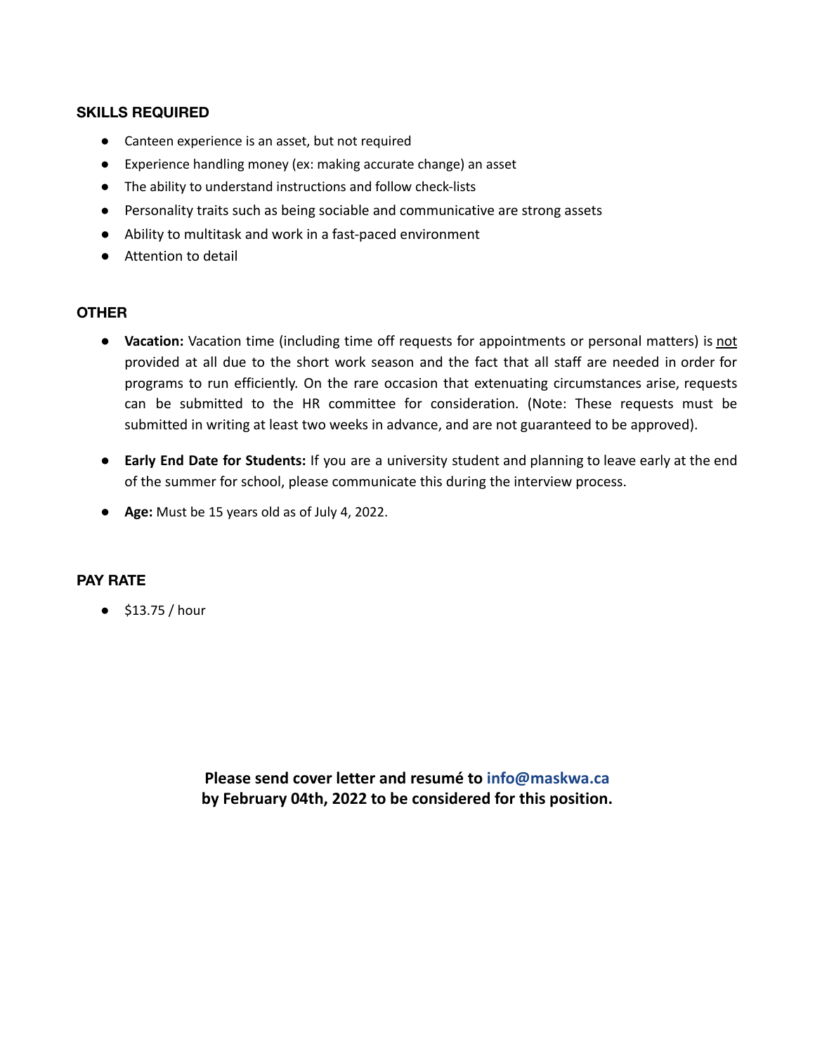## SKILLS REQUIRED

- Canteen experience is an asset, but not required
- Experience handling money (ex: making accurate change) an asset
- The ability to understand instructions and follow check-lists
- Personality traits such as being sociable and communicative are strong assets
- Ability to multitask and work in a fast-paced environment
- Attention to detail

## OTHER

- **Vacation:** Vacation time (including time off requests for appointments or personal matters) is not provided at all due to the short work season and the fact that all staff are needed in order for programs to run efficiently. On the rare occasion that extenuating circumstances arise, requests can be submitted to the HR committee for consideration. (Note: These requests must be submitted in writing at least two weeks in advance, and are not guaranteed to be approved).

- **Early End Date for Students:** If you are a university student and planning to leave early at the end of the summer for school, please communicate this during the interview process.

- **Age:** Must be 15 years old as of July 4, 2022.

## PAY RATE

- $13.75 / hour

**Please send cover letter and resumé to info@maskwa.ca by February 04th, 2022 to be considered for this position.**